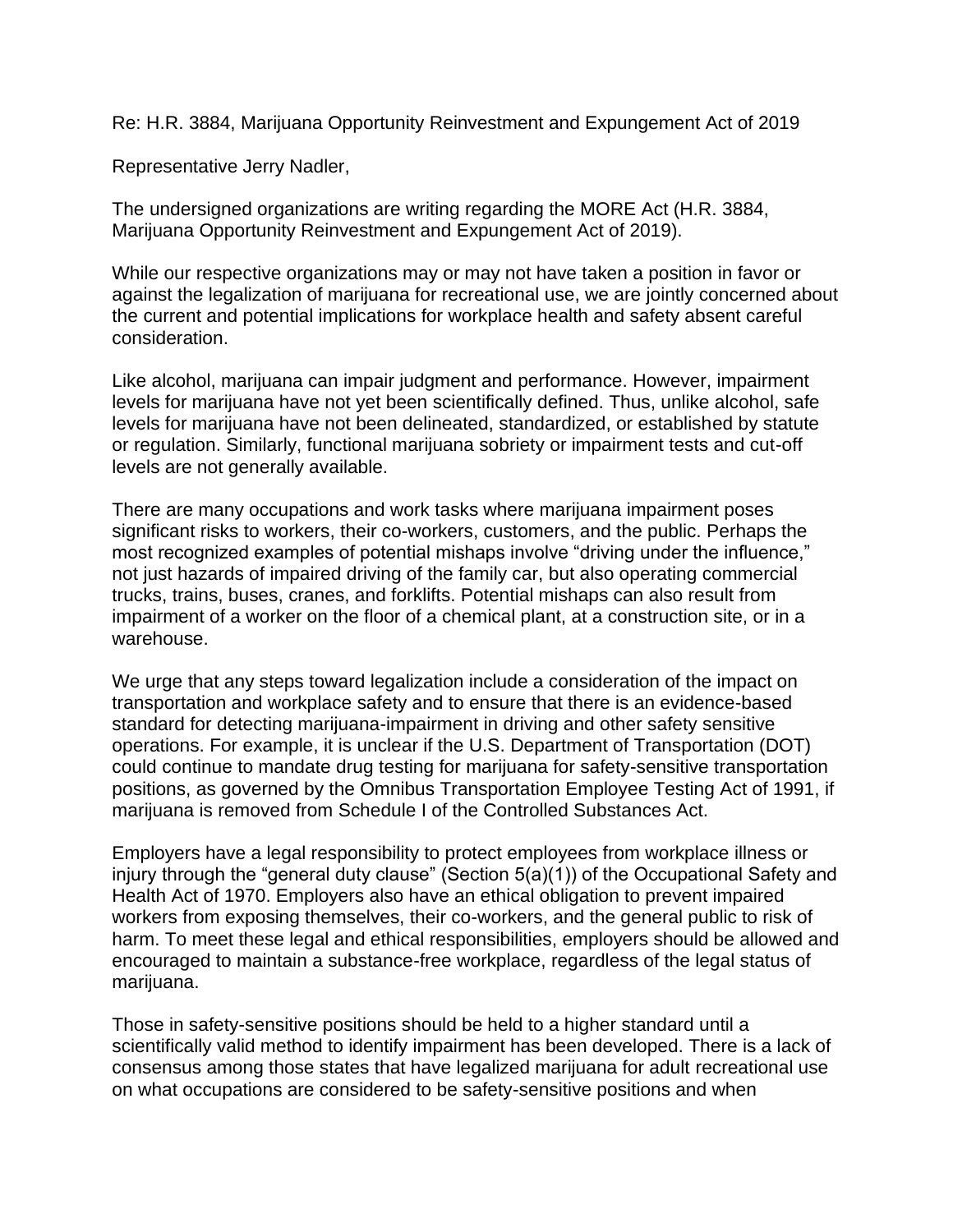Re: H.R. 3884, Marijuana Opportunity Reinvestment and Expungement Act of 2019

Representative Jerry Nadler,

The undersigned organizations are writing regarding the MORE Act (H.R. 3884, Marijuana Opportunity Reinvestment and Expungement Act of 2019).

While our respective organizations may or may not have taken a position in favor or against the legalization of marijuana for recreational use, we are jointly concerned about the current and potential implications for workplace health and safety absent careful consideration.

Like alcohol, marijuana can impair judgment and performance. However, impairment levels for marijuana have not yet been scientifically defined. Thus, unlike alcohol, safe levels for marijuana have not been delineated, standardized, or established by statute or regulation. Similarly, functional marijuana sobriety or impairment tests and cut-off levels are not generally available.

There are many occupations and work tasks where marijuana impairment poses significant risks to workers, their co-workers, customers, and the public. Perhaps the most recognized examples of potential mishaps involve "driving under the influence," not just hazards of impaired driving of the family car, but also operating commercial trucks, trains, buses, cranes, and forklifts. Potential mishaps can also result from impairment of a worker on the floor of a chemical plant, at a construction site, or in a warehouse.

We urge that any steps toward legalization include a consideration of the impact on transportation and workplace safety and to ensure that there is an evidence-based standard for detecting marijuana-impairment in driving and other safety sensitive operations. For example, it is unclear if the U.S. Department of Transportation (DOT) could continue to mandate drug testing for marijuana for safety-sensitive transportation positions, as governed by the Omnibus Transportation Employee Testing Act of 1991, if marijuana is removed from Schedule I of the Controlled Substances Act.

Employers have a legal responsibility to protect employees from workplace illness or injury through the "general duty clause" (Section 5(a)(1)) of the Occupational Safety and Health Act of 1970. Employers also have an ethical obligation to prevent impaired workers from exposing themselves, their co-workers, and the general public to risk of harm. To meet these legal and ethical responsibilities, employers should be allowed and encouraged to maintain a substance-free workplace, regardless of the legal status of marijuana.

Those in safety-sensitive positions should be held to a higher standard until a scientifically valid method to identify impairment has been developed. There is a lack of consensus among those states that have legalized marijuana for adult recreational use on what occupations are considered to be safety-sensitive positions and when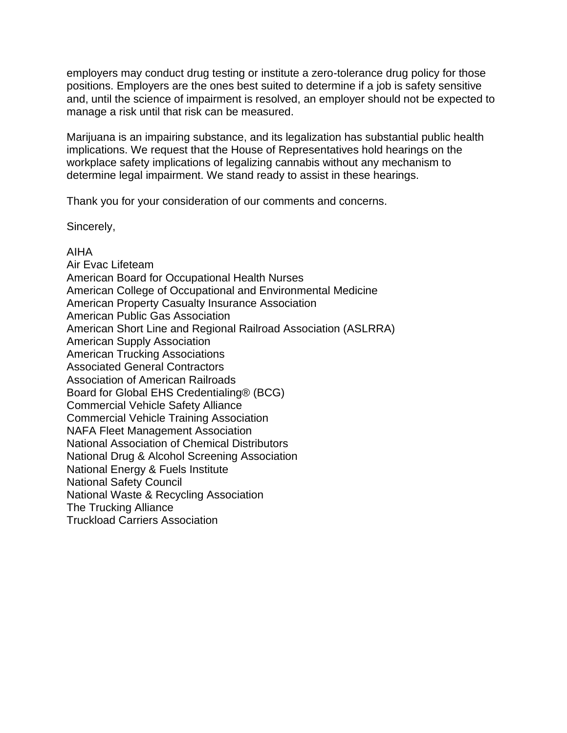employers may conduct drug testing or institute a zero-tolerance drug policy for those positions. Employers are the ones best suited to determine if a job is safety sensitive and, until the science of impairment is resolved, an employer should not be expected to manage a risk until that risk can be measured.

Marijuana is an impairing substance, and its legalization has substantial public health implications. We request that the House of Representatives hold hearings on the workplace safety implications of legalizing cannabis without any mechanism to determine legal impairment. We stand ready to assist in these hearings.

Thank you for your consideration of our comments and concerns.

Sincerely,

AIHA
Air Evac Lifeteam
American Board for Occupational Health Nurses
American College of Occupational and Environmental Medicine
American Property Casualty Insurance Association
American Public Gas Association
American Short Line and Regional Railroad Association (ASLRRA)
American Supply Association
American Trucking Associations
Associated General Contractors
Association of American Railroads
Board for Global EHS Credentialing® (BCG)
Commercial Vehicle Safety Alliance
Commercial Vehicle Training Association
NAFA Fleet Management Association
National Association of Chemical Distributors
National Drug & Alcohol Screening Association
National Energy & Fuels Institute
National Safety Council
National Waste & Recycling Association
The Trucking Alliance
Truckload Carriers Association